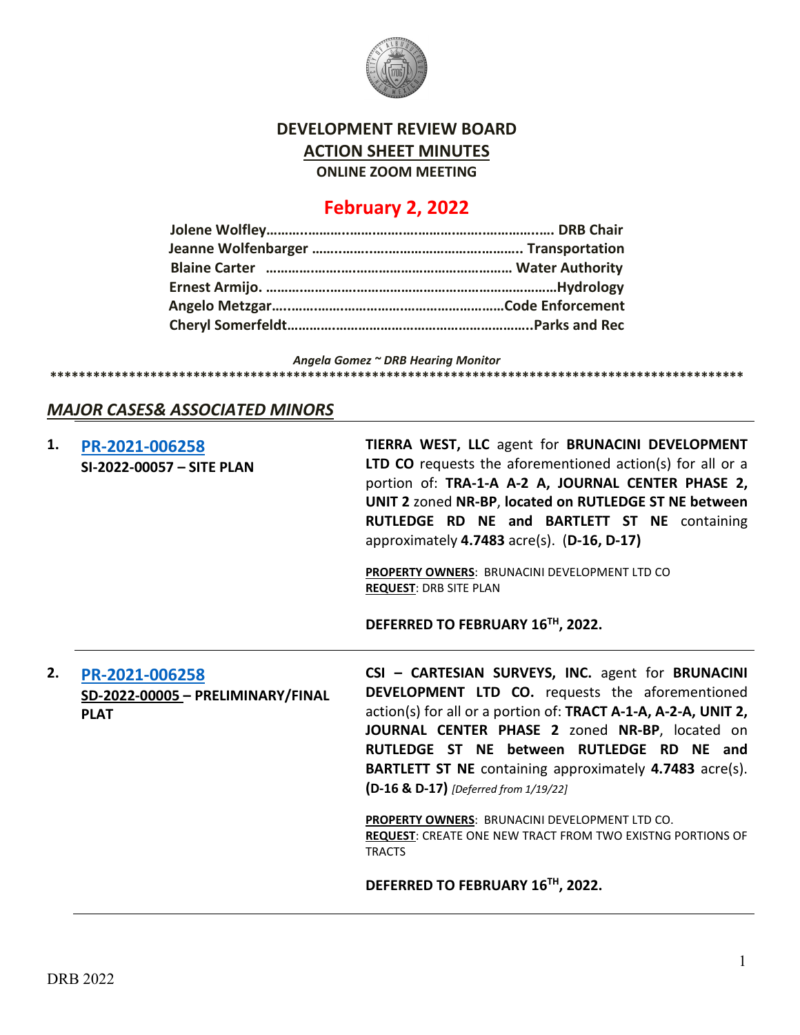# DEVELOPMENT REVIEW BOARD

## ACTION SHEET MINUTES

### ONLINE ZOOM MEETING

## February 2, 2022

**Jolene Wolfley……………………………………………………………. DRB Chair**
**Jeanne Wolfenbarger ……………………………………………….. Transportation**
**Blaine Carter ………………………………………………………… Water Authority**
**Ernest Armijo. ……………………………………………………………………Hydrology**
**Angelo Metzgar…………………………………………………………Code Enforcement**
**Cheryl Somerfeldt………………………………………………………..Parks and Rec**

*Angela Gomez ~ DRB Hearing Monitor*

****************************************************************************************************

## *MAJOR CASES& ASSOCIATED MINORS*

**1. PR-2021-006258**
**SI-2022-00057 – SITE PLAN**

**TIERRA WEST, LLC** agent for **BRUNACINI DEVELOPMENT LTD CO** requests the aforementioned action(s) for all or a portion of: **TRA-1-A A-2 A, JOURNAL CENTER PHASE 2, UNIT 2** zoned **NR-BP**, **located on RUTLEDGE ST NE between RUTLEDGE RD NE and BARTLETT ST NE** containing approximately **4.7483** acre(s). (**D-16, D-17)**

**PROPERTY OWNERS**: BRUNACINI DEVELOPMENT LTD CO
**REQUEST**: DRB SITE PLAN

**DEFERRED TO FEBRUARY 16TH, 2022.**

---

**2. PR-2021-006258**
**SD-2022-00005 – PRELIMINARY/FINAL PLAT**

**CSI – CARTESIAN SURVEYS, INC.** agent for **BRUNACINI DEVELOPMENT LTD CO.** requests the aforementioned action(s) for all or a portion of: **TRACT A-1-A, A-2-A, UNIT 2, JOURNAL CENTER PHASE 2** zoned **NR-BP**, located on **RUTLEDGE ST NE between RUTLEDGE RD NE and BARTLETT ST NE** containing approximately **4.7483** acre(s). **(D-16 & D-17)** *[Deferred from 1/19/22]*

**PROPERTY OWNERS**: BRUNACINI DEVELOPMENT LTD CO.
**REQUEST**: CREATE ONE NEW TRACT FROM TWO EXISTNG PORTIONS OF TRACTS

**DEFERRED TO FEBRUARY 16TH, 2022.**

---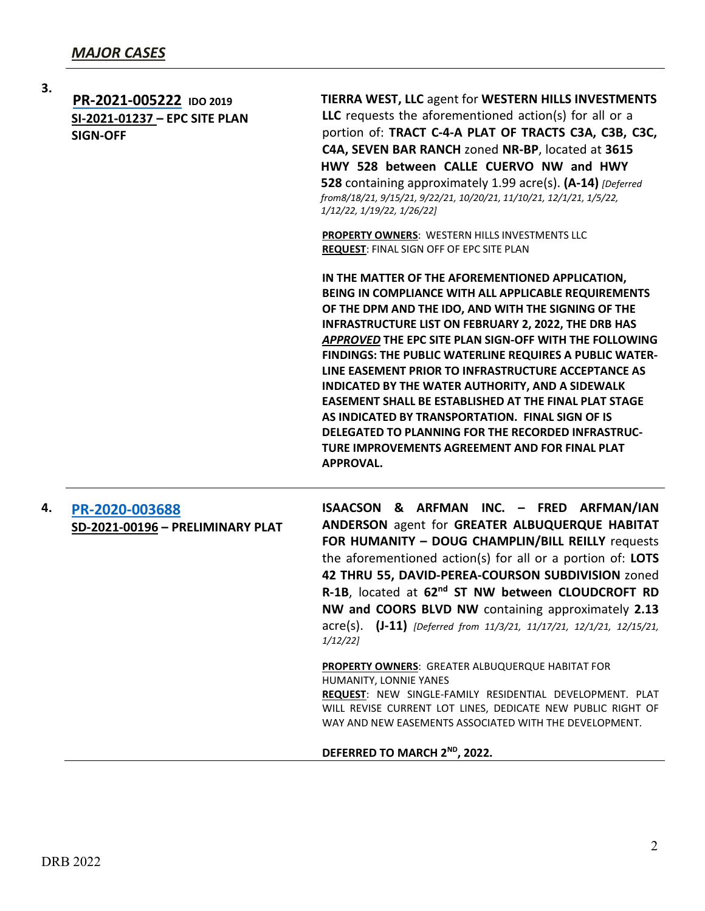## *MAJOR CASES*

**3.**

**PR-2021-005222** **IDO 2019**
**SI-2021-01237 – EPC SITE PLAN SIGN-OFF**

**TIERRA WEST, LLC** agent for **WESTERN HILLS INVESTMENTS LLC** requests the aforementioned action(s) for all or a portion of: **TRACT C-4-A PLAT OF TRACTS C3A, C3B, C3C, C4A, SEVEN BAR RANCH** zoned **NR-BP**, located at **3615 HWY 528 between CALLE CUERVO NW and HWY 528** containing approximately 1.99 acre(s). **(A-14)** *[Deferred from8/18/21, 9/15/21, 9/22/21, 10/20/21, 11/10/21, 12/1/21, 1/5/22, 1/12/22, 1/19/22, 1/26/22]*

**PROPERTY OWNERS**: WESTERN HILLS INVESTMENTS LLC
**REQUEST**: FINAL SIGN OFF OF EPC SITE PLAN

**IN THE MATTER OF THE AFOREMENTIONED APPLICATION, BEING IN COMPLIANCE WITH ALL APPLICABLE REQUIREMENTS OF THE DPM AND THE IDO, AND WITH THE SIGNING OF THE INFRASTRUCTURE LIST ON FEBRUARY 2, 2022, THE DRB HAS *APPROVED* THE EPC SITE PLAN SIGN-OFF WITH THE FOLLOWING FINDINGS: THE PUBLIC WATERLINE REQUIRES A PUBLIC WATER-LINE EASEMENT PRIOR TO INFRASTRUCTURE ACCEPTANCE AS INDICATED BY THE WATER AUTHORITY, AND A SIDEWALK EASEMENT SHALL BE ESTABLISHED AT THE FINAL PLAT STAGE AS INDICATED BY TRANSPORTATION. FINAL SIGN OF IS DELEGATED TO PLANNING FOR THE RECORDED INFRASTRUC-TURE IMPROVEMENTS AGREEMENT AND FOR FINAL PLAT APPROVAL.**

---

**4.**

**PR-2020-003688**
**SD-2021-00196 – PRELIMINARY PLAT**

**ISAACSON & ARFMAN INC. – FRED ARFMAN/IAN ANDERSON** agent for **GREATER ALBUQUERQUE HABITAT FOR HUMANITY – DOUG CHAMPLIN/BILL REILLY** requests the aforementioned action(s) for all or a portion of: **LOTS 42 THRU 55, DAVID-PEREA-COURSON SUBDIVISION** zoned **R-1B**, located at **62nd ST NW between CLOUDCROFT RD NW and COORS BLVD NW** containing approximately **2.13** acre(s). **(J-11)** *[Deferred from 11/3/21, 11/17/21, 12/1/21, 12/15/21, 1/12/22]*

**PROPERTY OWNERS**: GREATER ALBUQUERQUE HABITAT FOR HUMANITY, LONNIE YANES
**REQUEST**: NEW SINGLE-FAMILY RESIDENTIAL DEVELOPMENT. PLAT WILL REVISE CURRENT LOT LINES, DEDICATE NEW PUBLIC RIGHT OF WAY AND NEW EASEMENTS ASSOCIATED WITH THE DEVELOPMENT.

**DEFERRED TO MARCH 2ND, 2022.**

DRB 2022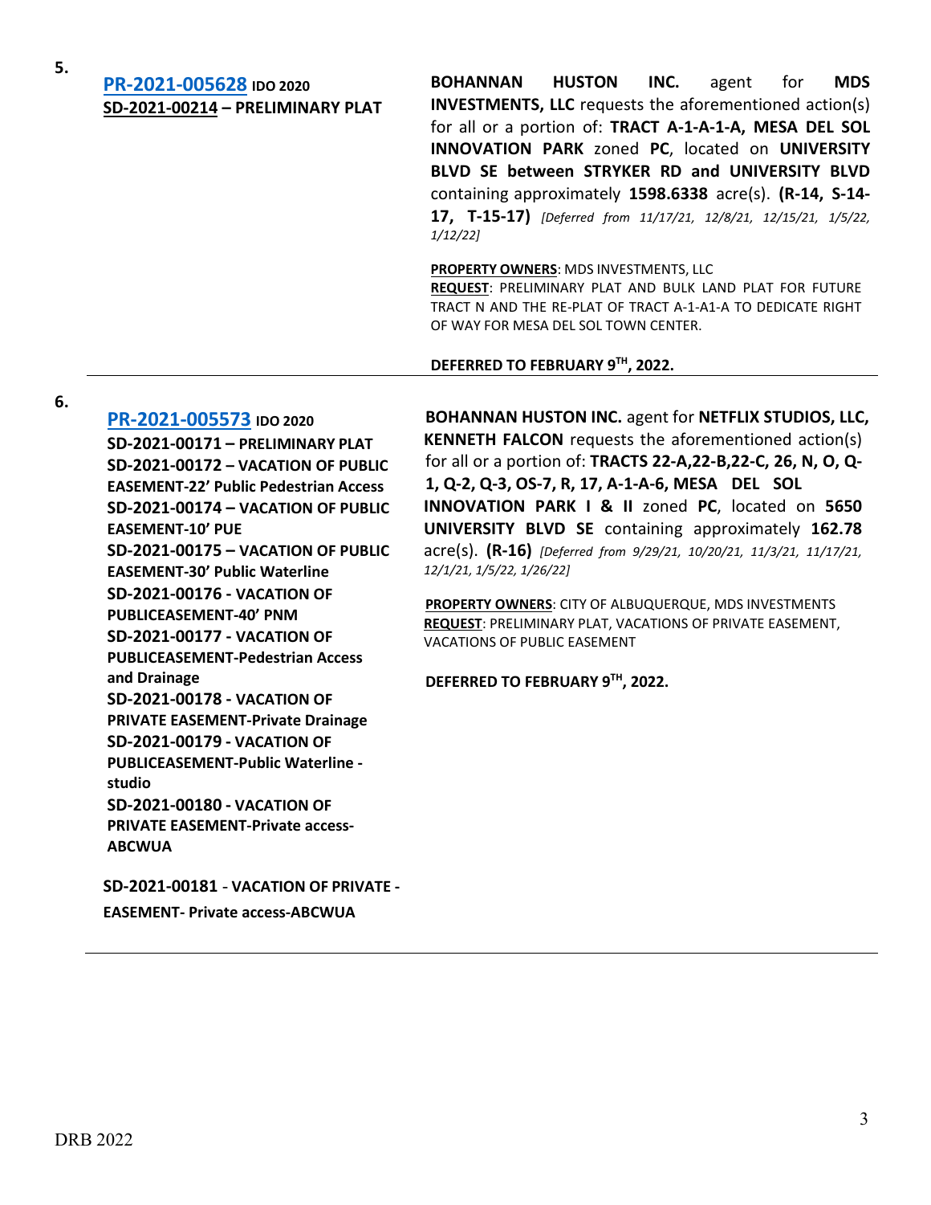**5.**

**[PR-2021-005628](PR-2021-005628) IDO 2020**
**SD-2021-00214 – PRELIMINARY PLAT**

**BOHANNAN HUSTON INC.** agent for **MDS INVESTMENTS, LLC** requests the aforementioned action(s) for all or a portion of: **TRACT A-1-A-1-A, MESA DEL SOL INNOVATION PARK** zoned **PC**, located on **UNIVERSITY BLVD SE between STRYKER RD and UNIVERSITY BLVD** containing approximately **1598.6338** acre(s). **(R-14, S-14-17, T-15-17)** *[Deferred from 11/17/21, 12/8/21, 12/15/21, 1/5/22, 1/12/22]*

**PROPERTY OWNERS**: MDS INVESTMENTS, LLC
**REQUEST**: PRELIMINARY PLAT AND BULK LAND PLAT FOR FUTURE TRACT N AND THE RE-PLAT OF TRACT A-1-A1-A TO DEDICATE RIGHT OF WAY FOR MESA DEL SOL TOWN CENTER.

**DEFERRED TO FEBRUARY 9TH, 2022.**

---

**6.**

**[PR-2021-005573](PR-2021-005573) IDO 2020**
**SD-2021-00171 – PRELIMINARY PLAT**
**SD-2021-00172 – VACATION OF PUBLIC EASEMENT-22' Public Pedestrian Access**
**SD-2021-00174 – VACATION OF PUBLIC EASEMENT-10' PUE**
**SD-2021-00175 – VACATION OF PUBLIC EASEMENT-30' Public Waterline**
**SD-2021-00176 - VACATION OF PUBLICEASEMENT-40' PNM**
**SD-2021-00177 - VACATION OF PUBLICEASEMENT-Pedestrian Access and Drainage**
**SD-2021-00178 - VACATION OF PRIVATE EASEMENT-Private Drainage**
**SD-2021-00179 - VACATION OF PUBLICEASEMENT-Public Waterline - studio**
**SD-2021-00180 - VACATION OF PRIVATE EASEMENT-Private access-ABCWUA**

**SD-2021-00181 - VACATION OF PRIVATE - EASEMENT- Private access-ABCWUA**

**BOHANNAN HUSTON INC.** agent for **NETFLIX STUDIOS, LLC, KENNETH FALCON** requests the aforementioned action(s) for all or a portion of: **TRACTS 22-A,22-B,22-C, 26, N, O, Q-1, Q-2, Q-3, OS-7, R, 17, A-1-A-6, MESA DEL SOL INNOVATION PARK I & II** zoned **PC**, located on **5650 UNIVERSITY BLVD SE** containing approximately **162.78** acre(s). **(R-16)** *[Deferred from 9/29/21, 10/20/21, 11/3/21, 11/17/21, 12/1/21, 1/5/22, 1/26/22]*

**PROPERTY OWNERS**: CITY OF ALBUQUERQUE, MDS INVESTMENTS
**REQUEST**: PRELIMINARY PLAT, VACATIONS OF PRIVATE EASEMENT, VACATIONS OF PUBLIC EASEMENT

**DEFERRED TO FEBRUARY 9TH, 2022.**

---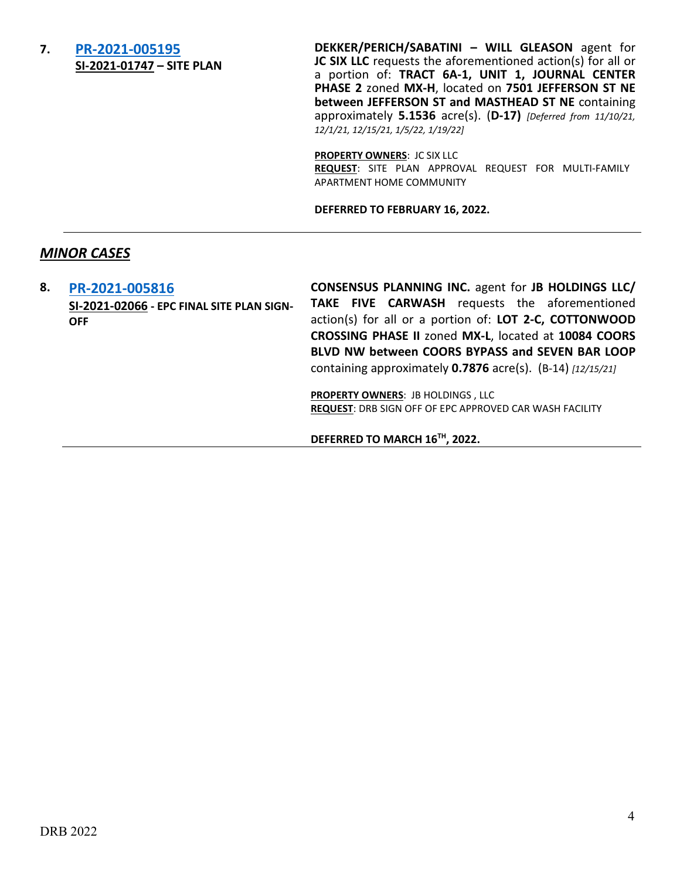**7.** **PR-2021-005195**
**SI-2021-01747 – SITE PLAN**

**DEKKER/PERICH/SABATINI – WILL GLEASON** agent for **JC SIX LLC** requests the aforementioned action(s) for all or a portion of: **TRACT 6A-1, UNIT 1, JOURNAL CENTER PHASE 2** zoned **MX-H**, located on **7501 JEFFERSON ST NE between JEFFERSON ST and MASTHEAD ST NE** containing approximately **5.1536** acre(s). (**D-17)** *[Deferred from 11/10/21, 12/1/21, 12/15/21, 1/5/22, 1/19/22]*

**PROPERTY OWNERS**: JC SIX LLC
**REQUEST**: SITE PLAN APPROVAL REQUEST FOR MULTI-FAMILY APARTMENT HOME COMMUNITY

**DEFERRED TO FEBRUARY 16, 2022.**

---

## *MINOR CASES*

**8.** **PR-2021-005816**
**SI-2021-02066 - EPC FINAL SITE PLAN SIGN-OFF**

**CONSENSUS PLANNING INC.** agent for **JB HOLDINGS LLC/ TAKE FIVE CARWASH** requests the aforementioned action(s) for all or a portion of: **LOT 2-C, COTTONWOOD CROSSING PHASE II** zoned **MX-L**, located at **10084 COORS BLVD NW between COORS BYPASS and SEVEN BAR LOOP** containing approximately **0.7876** acre(s). (B-14) *[12/15/21]*

**PROPERTY OWNERS**: JB HOLDINGS , LLC
**REQUEST**: DRB SIGN OFF OF EPC APPROVED CAR WASH FACILITY

**DEFERRED TO MARCH 16TH, 2022.**

---

DRB 2022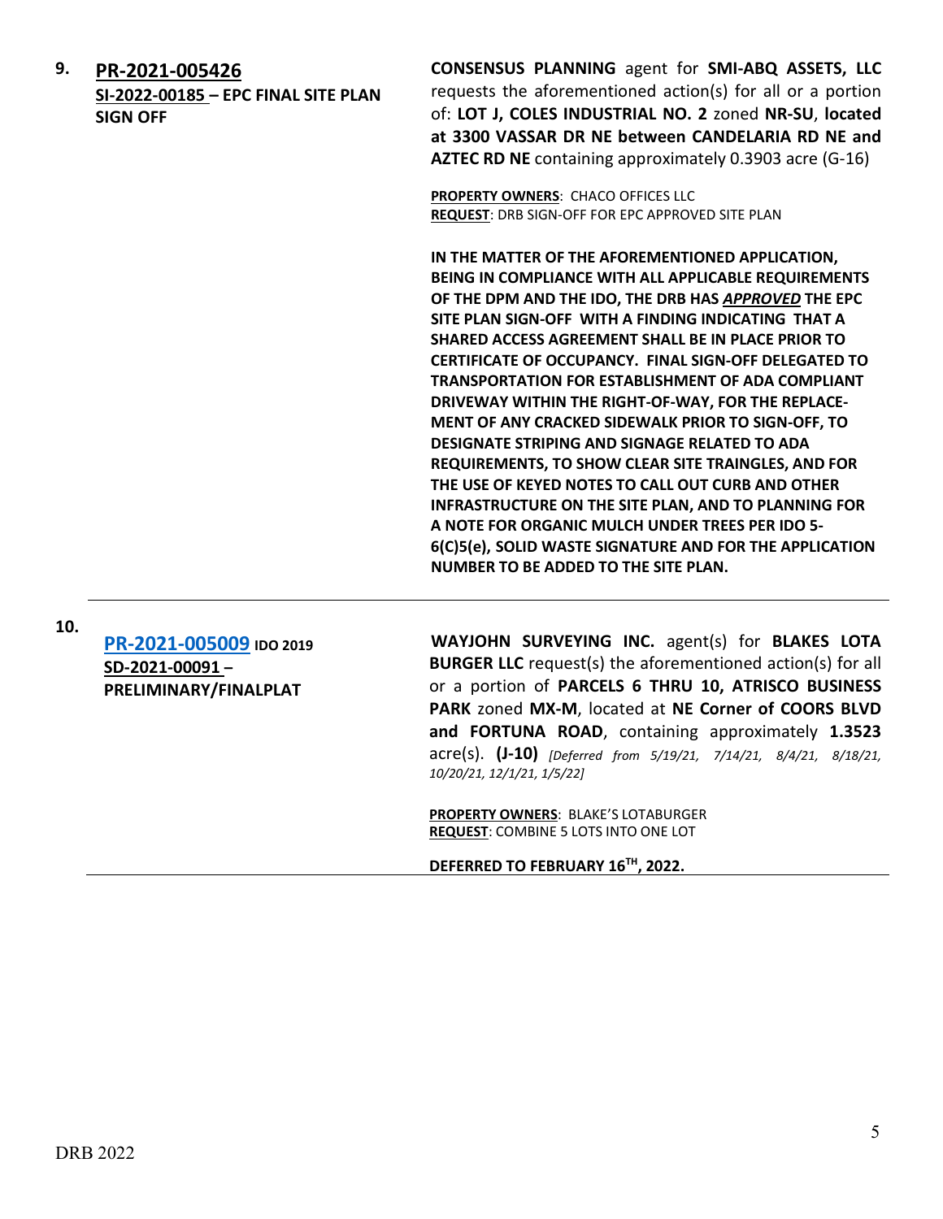**9.** **PR-2021-005426**
**SI-2022-00185 – EPC FINAL SITE PLAN SIGN OFF**

**CONSENSUS PLANNING** agent for **SMI-ABQ ASSETS, LLC** requests the aforementioned action(s) for all or a portion of: **LOT J, COLES INDUSTRIAL NO. 2** zoned **NR-SU**, **located at 3300 VASSAR DR NE between CANDELARIA RD NE and AZTEC RD NE** containing approximately 0.3903 acre (G-16)

**PROPERTY OWNERS**: CHACO OFFICES LLC
**REQUEST**: DRB SIGN-OFF FOR EPC APPROVED SITE PLAN

**IN THE MATTER OF THE AFOREMENTIONED APPLICATION, BEING IN COMPLIANCE WITH ALL APPLICABLE REQUIREMENTS OF THE DPM AND THE IDO, THE DRB HAS *APPROVED* THE EPC SITE PLAN SIGN-OFF WITH A FINDING INDICATING THAT A SHARED ACCESS AGREEMENT SHALL BE IN PLACE PRIOR TO CERTIFICATE OF OCCUPANCY. FINAL SIGN-OFF DELEGATED TO TRANSPORTATION FOR ESTABLISHMENT OF ADA COMPLIANT DRIVEWAY WITHIN THE RIGHT-OF-WAY, FOR THE REPLACE-MENT OF ANY CRACKED SIDEWALK PRIOR TO SIGN-OFF, TO DESIGNATE STRIPING AND SIGNAGE RELATED TO ADA REQUIREMENTS, TO SHOW CLEAR SITE TRAINGLES, AND FOR THE USE OF KEYED NOTES TO CALL OUT CURB AND OTHER INFRASTRUCTURE ON THE SITE PLAN, AND TO PLANNING FOR A NOTE FOR ORGANIC MULCH UNDER TREES PER IDO 5-6(C)5(e), SOLID WASTE SIGNATURE AND FOR THE APPLICATION NUMBER TO BE ADDED TO THE SITE PLAN.**

---

**10.** **PR-2021-005009** **IDO 2019**
**SD-2021-00091 – PRELIMINARY/FINALPLAT**

**WAYJOHN SURVEYING INC.** agent(s) for **BLAKES LOTA BURGER LLC** request(s) the aforementioned action(s) for all or a portion of **PARCELS 6 THRU 10, ATRISCO BUSINESS PARK** zoned **MX-M**, located at **NE Corner of COORS BLVD and FORTUNA ROAD**, containing approximately **1.3523** acre(s). **(J-10)** *[Deferred from 5/19/21, 7/14/21, 8/4/21, 8/18/21, 10/20/21, 12/1/21, 1/5/22]*

**PROPERTY OWNERS**: BLAKE'S LOTABURGER
**REQUEST**: COMBINE 5 LOTS INTO ONE LOT

**DEFERRED TO FEBRUARY 16TH, 2022.**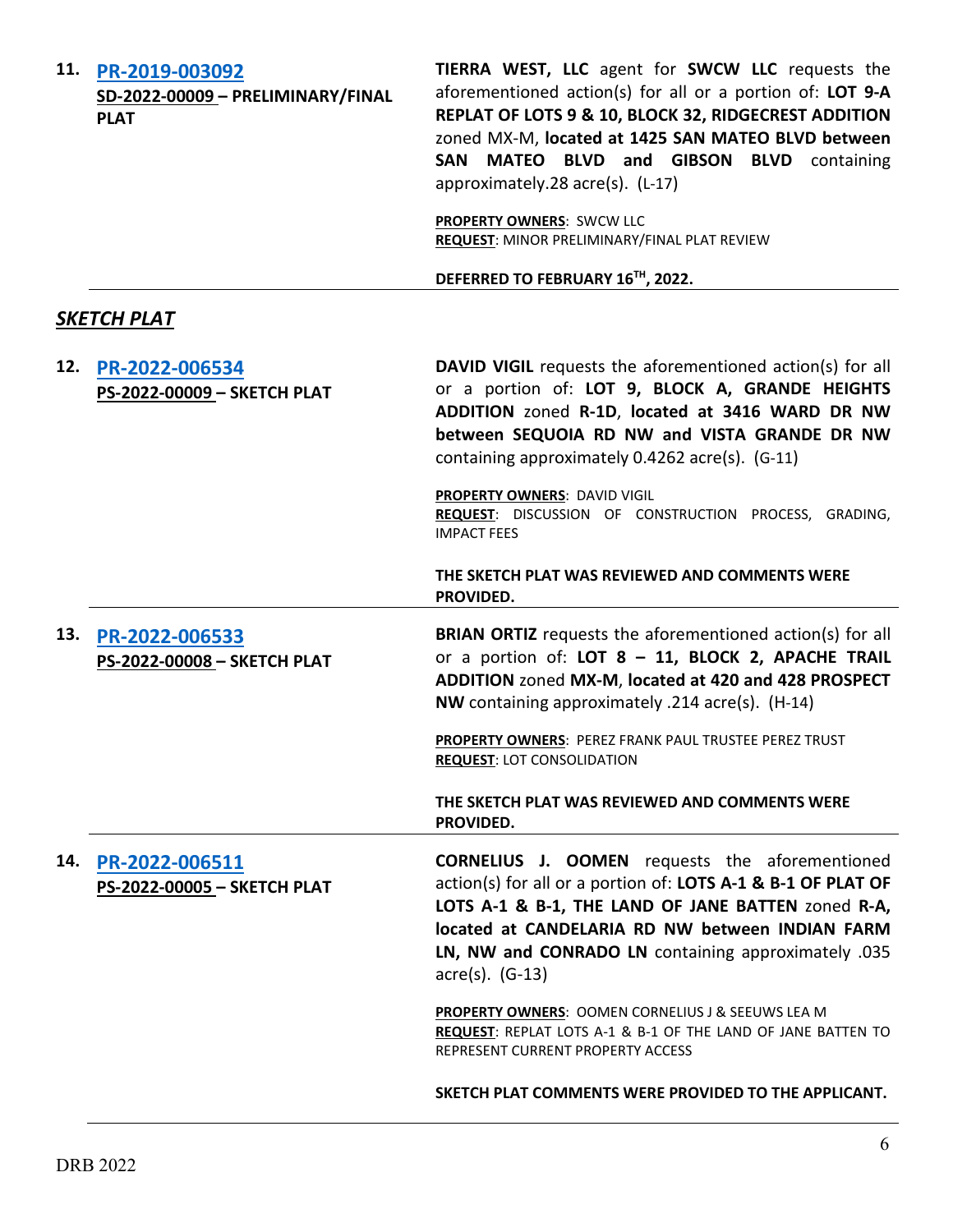**11. PR-2019-003092**
**SD-2022-00009 – PRELIMINARY/FINAL PLAT**

**TIERRA WEST, LLC** agent for **SWCW LLC** requests the aforementioned action(s) for all or a portion of: **LOT 9-A REPLAT OF LOTS 9 & 10, BLOCK 32, RIDGECREST ADDITION** zoned MX-M, **located at 1425 SAN MATEO BLVD between SAN MATEO BLVD and GIBSON BLVD** containing approximately.28 acre(s). (L-17)

**PROPERTY OWNERS**: SWCW LLC
**REQUEST**: MINOR PRELIMINARY/FINAL PLAT REVIEW

**DEFERRED TO FEBRUARY 16TH, 2022.**

---

## *SKETCH PLAT*

**12. PR-2022-006534**
**PS-2022-00009 – SKETCH PLAT**

**DAVID VIGIL** requests the aforementioned action(s) for all or a portion of: **LOT 9, BLOCK A, GRANDE HEIGHTS ADDITION** zoned **R-1D**, **located at 3416 WARD DR NW between SEQUOIA RD NW and VISTA GRANDE DR NW** containing approximately 0.4262 acre(s). (G-11)

**PROPERTY OWNERS**: DAVID VIGIL
**REQUEST**: DISCUSSION OF CONSTRUCTION PROCESS, GRADING, IMPACT FEES

**THE SKETCH PLAT WAS REVIEWED AND COMMENTS WERE PROVIDED.**

---

**13. PR-2022-006533**
**PS-2022-00008 – SKETCH PLAT**

**BRIAN ORTIZ** requests the aforementioned action(s) for all or a portion of: **LOT 8 – 11, BLOCK 2, APACHE TRAIL ADDITION** zoned **MX-M**, **located at 420 and 428 PROSPECT NW** containing approximately .214 acre(s). (H-14)

**PROPERTY OWNERS**: PEREZ FRANK PAUL TRUSTEE PEREZ TRUST
**REQUEST**: LOT CONSOLIDATION

**THE SKETCH PLAT WAS REVIEWED AND COMMENTS WERE PROVIDED.**

---

**14. PR-2022-006511**
**PS-2022-00005 – SKETCH PLAT**

**CORNELIUS J. OOMEN** requests the aforementioned action(s) for all or a portion of: **LOTS A-1 & B-1 OF PLAT OF LOTS A-1 & B-1, THE LAND OF JANE BATTEN** zoned **R-A, located at CANDELARIA RD NW between INDIAN FARM LN, NW and CONRADO LN** containing approximately .035 acre(s). (G-13)

**PROPERTY OWNERS**: OOMEN CORNELIUS J & SEEUWS LEA M
**REQUEST**: REPLAT LOTS A-1 & B-1 OF THE LAND OF JANE BATTEN TO REPRESENT CURRENT PROPERTY ACCESS

**SKETCH PLAT COMMENTS WERE PROVIDED TO THE APPLICANT.**

---

DRB 2022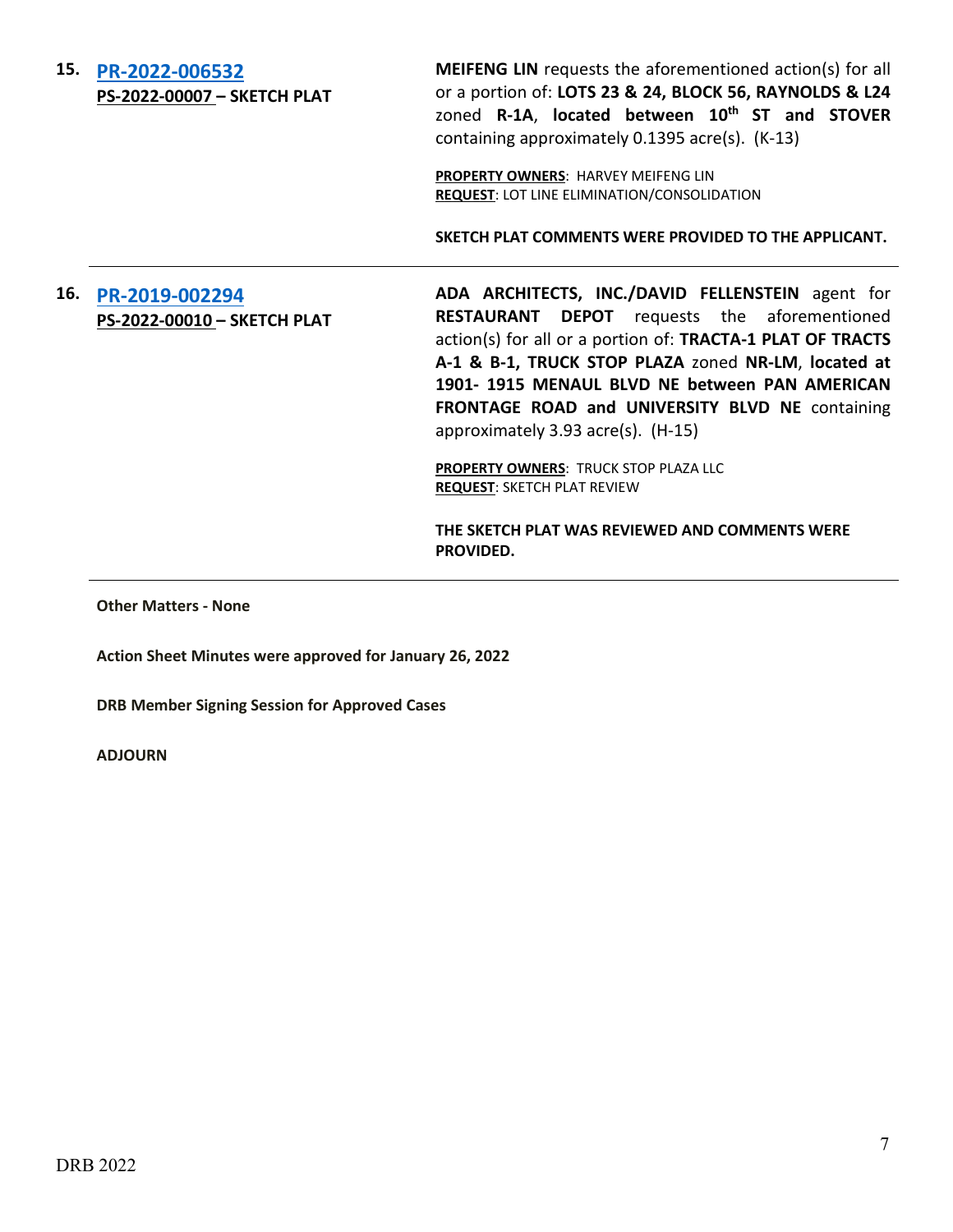**15.** **PR-2022-006532**
**PS-2022-00007 – SKETCH PLAT**

**MEIFENG LIN** requests the aforementioned action(s) for all or a portion of: **LOTS 23 & 24, BLOCK 56, RAYNOLDS & L24** zoned **R-1A**, **located between 10th ST and STOVER** containing approximately 0.1395 acre(s). (K-13)

**PROPERTY OWNERS**: HARVEY MEIFENG LIN
**REQUEST**: LOT LINE ELIMINATION/CONSOLIDATION

**SKETCH PLAT COMMENTS WERE PROVIDED TO THE APPLICANT.**

---

**16.** **PR-2019-002294**
**PS-2022-00010 – SKETCH PLAT**

**ADA ARCHITECTS, INC./DAVID FELLENSTEIN** agent for **RESTAURANT DEPOT** requests the aforementioned action(s) for all or a portion of: **TRACTA-1 PLAT OF TRACTS A-1 & B-1, TRUCK STOP PLAZA** zoned **NR-LM**, **located at 1901- 1915 MENAUL BLVD NE between PAN AMERICAN FRONTAGE ROAD and UNIVERSITY BLVD NE** containing approximately 3.93 acre(s). (H-15)

**PROPERTY OWNERS**: TRUCK STOP PLAZA LLC
**REQUEST**: SKETCH PLAT REVIEW

**THE SKETCH PLAT WAS REVIEWED AND COMMENTS WERE PROVIDED.**

---

**Other Matters - None**

**Action Sheet Minutes were approved for January 26, 2022**

**DRB Member Signing Session for Approved Cases**

**ADJOURN**